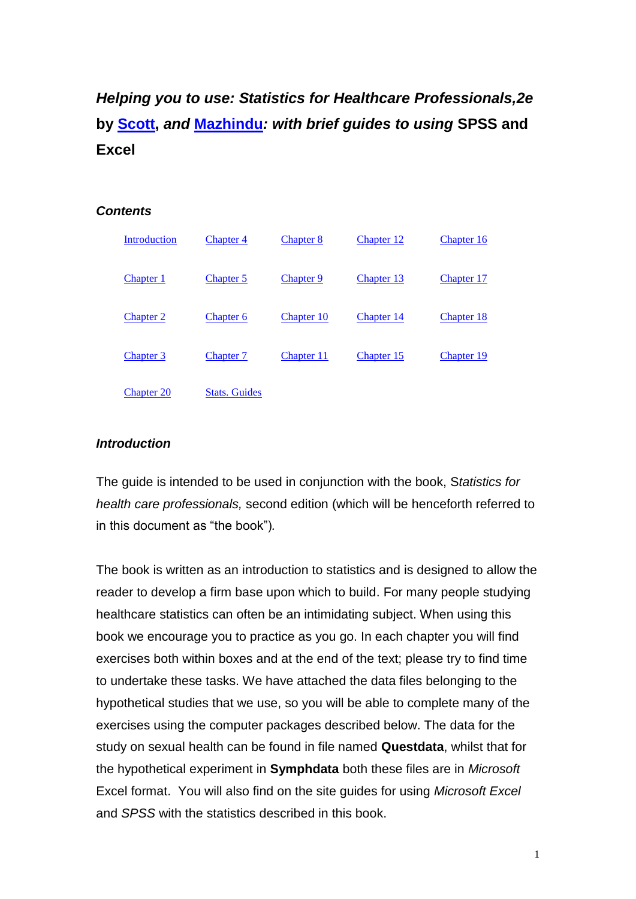# *Helping you to use: Statistics for Healthcare Professionals,2e* by Scott, *and* Mazhindu*: with brief guides to using* SPSS and Excel

### *Contents*

| | | | | |
|---|---|---|---|---|
| Introduction | Chapter 4 | Chapter 8 | Chapter 12 | Chapter 16 |
| Chapter 1 | Chapter 5 | Chapter 9 | Chapter 13 | Chapter 17 |
| Chapter 2 | Chapter 6 | Chapter 10 | Chapter 14 | Chapter 18 |
| Chapter 3 | Chapter 7 | Chapter 11 | Chapter 15 | Chapter 19 |
| Chapter 20 | Stats. Guides | | | |

### *Introduction*

The guide is intended to be used in conjunction with the book, S*tatistics for health care professionals,* second edition (which will be henceforth referred to in this document as "the book")*.*

The book is written as an introduction to statistics and is designed to allow the reader to develop a firm base upon which to build. For many people studying healthcare statistics can often be an intimidating subject. When using this book we encourage you to practice as you go. In each chapter you will find exercises both within boxes and at the end of the text; please try to find time to undertake these tasks. We have attached the data files belonging to the hypothetical studies that we use, so you will be able to complete many of the exercises using the computer packages described below. The data for the study on sexual health can be found in file named **Questdata**, whilst that for the hypothetical experiment in **Symphdata** both these files are in *Microsoft* Excel format. You will also find on the site guides for using *Microsoft Excel* and *SPSS* with the statistics described in this book.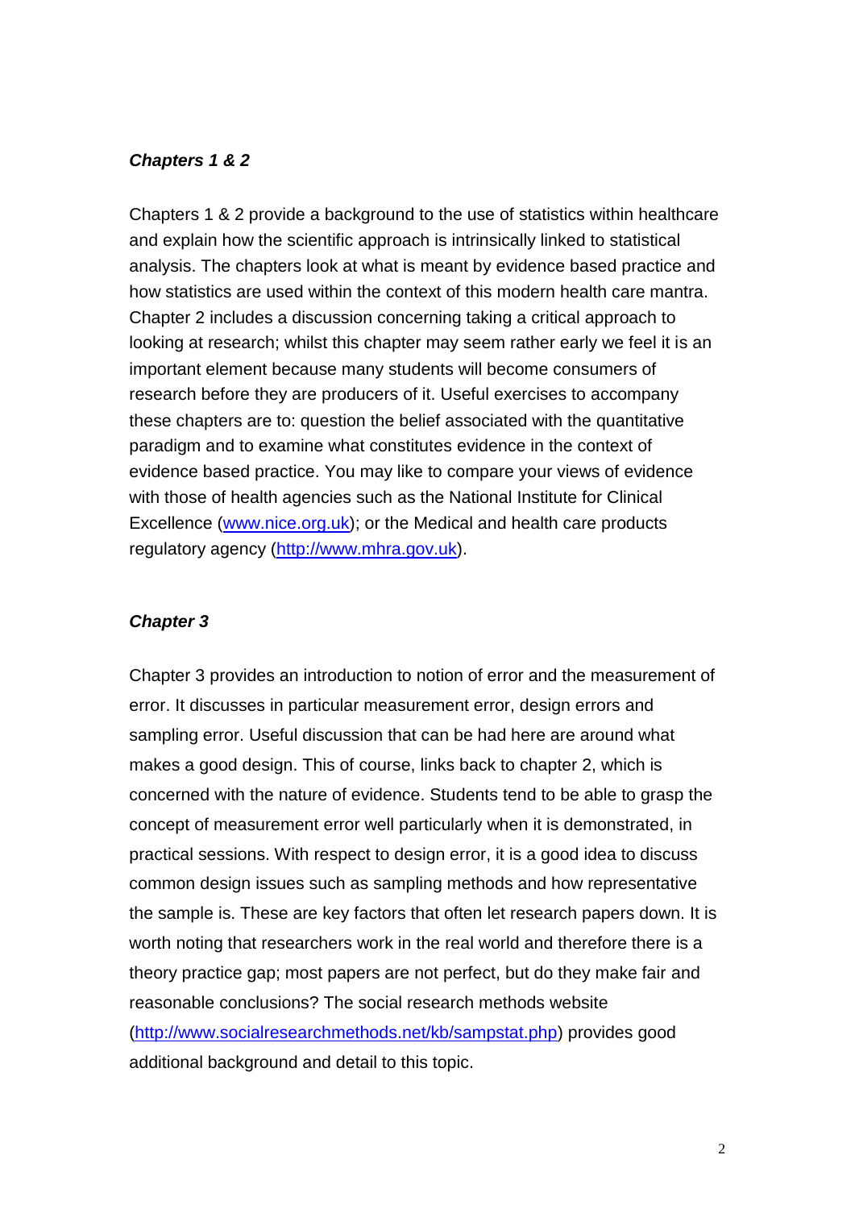### ***Chapters 1 & 2***

Chapters 1 & 2 provide a background to the use of statistics within healthcare and explain how the scientific approach is intrinsically linked to statistical analysis. The chapters look at what is meant by evidence based practice and how statistics are used within the context of this modern health care mantra. Chapter 2 includes a discussion concerning taking a critical approach to looking at research; whilst this chapter may seem rather early we feel it is an important element because many students will become consumers of research before they are producers of it. Useful exercises to accompany these chapters are to: question the belief associated with the quantitative paradigm and to examine what constitutes evidence in the context of evidence based practice. You may like to compare your views of evidence with those of health agencies such as the National Institute for Clinical Excellence (www.nice.org.uk); or the Medical and health care products regulatory agency (http://www.mhra.gov.uk).

### ***Chapter 3***

Chapter 3 provides an introduction to notion of error and the measurement of error. It discusses in particular measurement error, design errors and sampling error. Useful discussion that can be had here are around what makes a good design. This of course, links back to chapter 2, which is concerned with the nature of evidence. Students tend to be able to grasp the concept of measurement error well particularly when it is demonstrated, in practical sessions. With respect to design error, it is a good idea to discuss common design issues such as sampling methods and how representative the sample is. These are key factors that often let research papers down. It is worth noting that researchers work in the real world and therefore there is a theory practice gap; most papers are not perfect, but do they make fair and reasonable conclusions? The social research methods website (http://www.socialresearchmethods.net/kb/sampstat.php) provides good additional background and detail to this topic.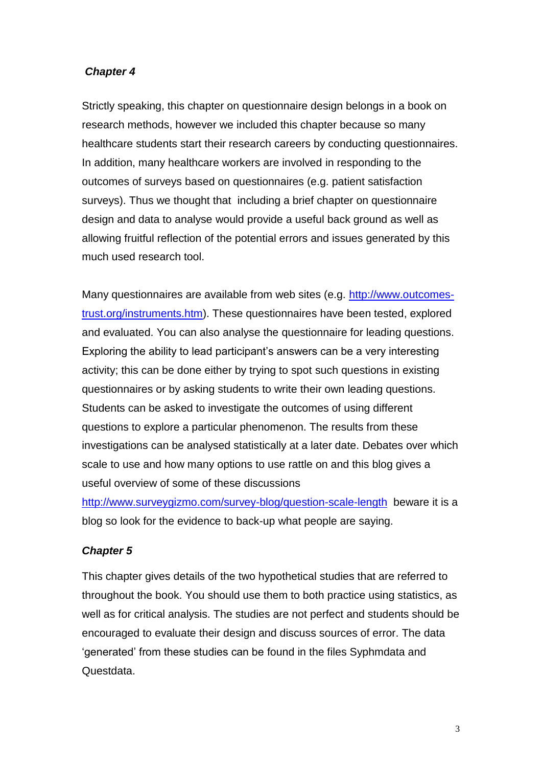***Chapter 4***

Strictly speaking, this chapter on questionnaire design belongs in a book on research methods, however we included this chapter because so many healthcare students start their research careers by conducting questionnaires. In addition, many healthcare workers are involved in responding to the outcomes of surveys based on questionnaires (e.g. patient satisfaction surveys). Thus we thought that including a brief chapter on questionnaire design and data to analyse would provide a useful back ground as well as allowing fruitful reflection of the potential errors and issues generated by this much used research tool.

Many questionnaires are available from web sites (e.g. [http://www.outcomes-trust.org/instruments.htm](http://www.outcomes-trust.org/instruments.htm)). These questionnaires have been tested, explored and evaluated. You can also analyse the questionnaire for leading questions. Exploring the ability to lead participant's answers can be a very interesting activity; this can be done either by trying to spot such questions in existing questionnaires or by asking students to write their own leading questions. Students can be asked to investigate the outcomes of using different questions to explore a particular phenomenon. The results from these investigations can be analysed statistically at a later date. Debates over which scale to use and how many options to use rattle on and this blog gives a useful overview of some of these discussions [http://www.surveygizmo.com/survey-blog/question-scale-length](http://www.surveygizmo.com/survey-blog/question-scale-length) beware it is a blog so look for the evidence to back-up what people are saying.

***Chapter 5***

This chapter gives details of the two hypothetical studies that are referred to throughout the book. You should use them to both practice using statistics, as well as for critical analysis. The studies are not perfect and students should be encouraged to evaluate their design and discuss sources of error. The data 'generated' from these studies can be found in the files Syphmdata and Questdata.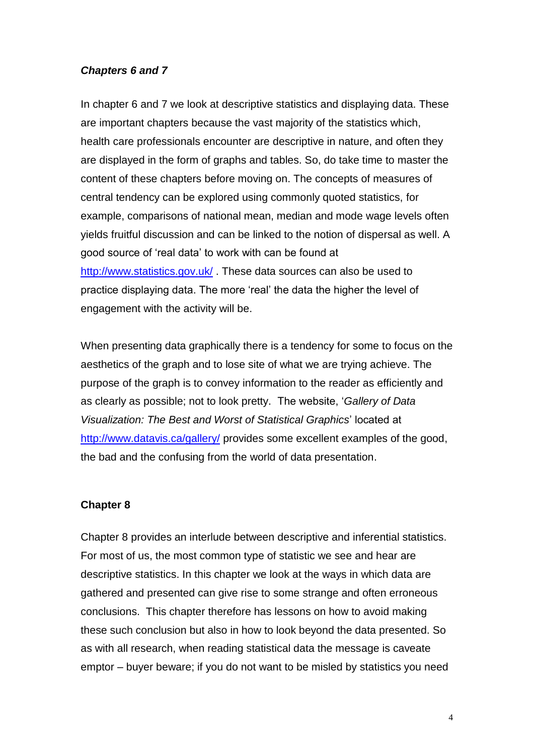### *Chapters 6 and 7*

In chapter 6 and 7 we look at descriptive statistics and displaying data. These are important chapters because the vast majority of the statistics which, health care professionals encounter are descriptive in nature, and often they are displayed in the form of graphs and tables. So, do take time to master the content of these chapters before moving on. The concepts of measures of central tendency can be explored using commonly quoted statistics, for example, comparisons of national mean, median and mode wage levels often yields fruitful discussion and can be linked to the notion of dispersal as well. A good source of 'real data' to work with can be found at http://www.statistics.gov.uk/ . These data sources can also be used to practice displaying data. The more 'real' the data the higher the level of engagement with the activity will be.

When presenting data graphically there is a tendency for some to focus on the aesthetics of the graph and to lose site of what we are trying achieve. The purpose of the graph is to convey information to the reader as efficiently and as clearly as possible; not to look pretty. The website, '*Gallery of Data Visualization: The Best and Worst of Statistical Graphics*' located at http://www.datavis.ca/gallery/ provides some excellent examples of the good, the bad and the confusing from the world of data presentation.

### Chapter 8

Chapter 8 provides an interlude between descriptive and inferential statistics. For most of us, the most common type of statistic we see and hear are descriptive statistics. In this chapter we look at the ways in which data are gathered and presented can give rise to some strange and often erroneous conclusions. This chapter therefore has lessons on how to avoid making these such conclusion but also in how to look beyond the data presented. So as with all research, when reading statistical data the message is caveate emptor – buyer beware; if you do not want to be misled by statistics you need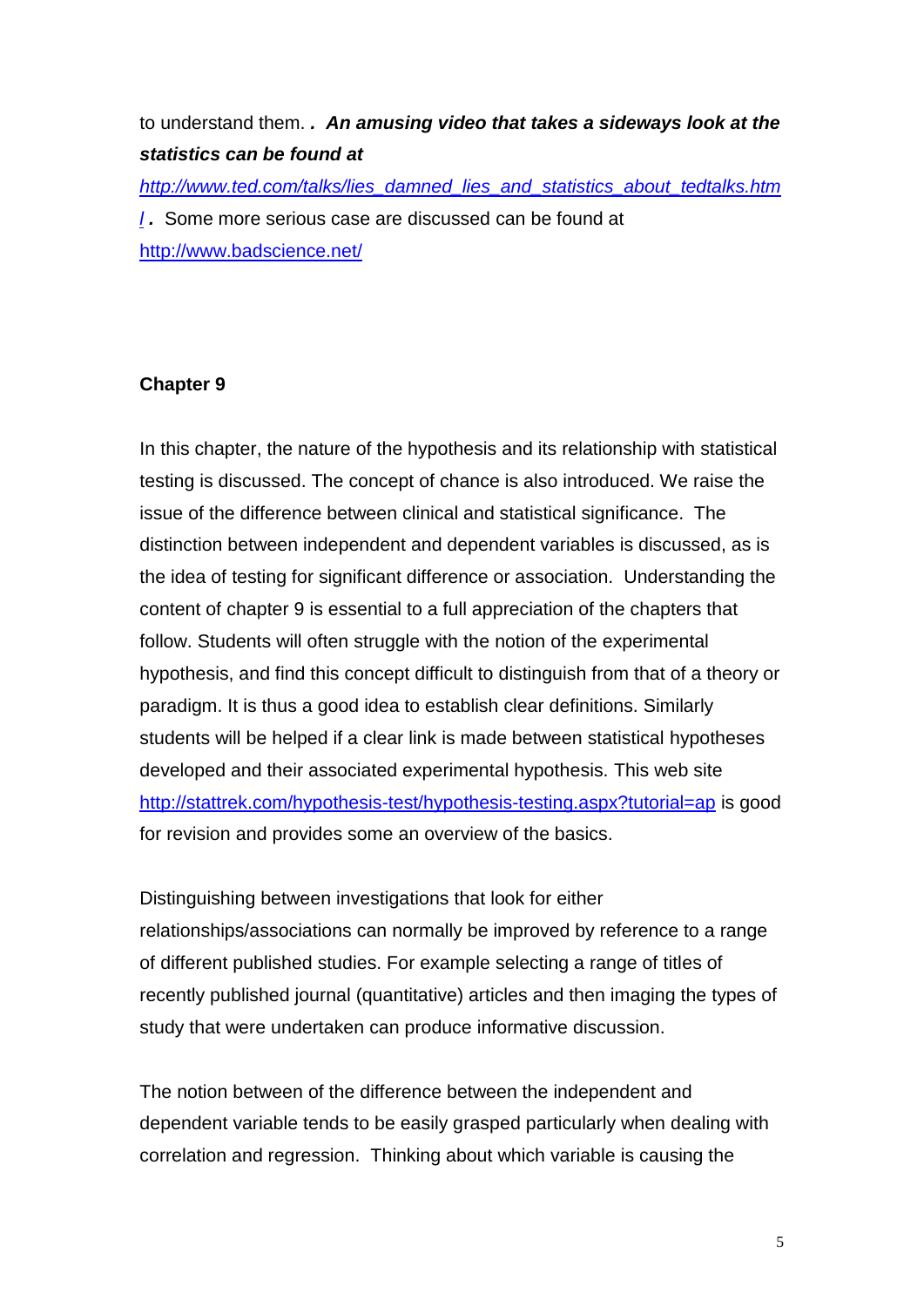to understand them. ***. An amusing video that takes a sideways look at the statistics can be found at*** *http://www.ted.com/talks/lies_damned_lies_and_statistics_about_tedtalks.html* ***.*** Some more serious case are discussed can be found at http://www.badscience.net/

**Chapter 9**

In this chapter, the nature of the hypothesis and its relationship with statistical testing is discussed. The concept of chance is also introduced. We raise the issue of the difference between clinical and statistical significance. The distinction between independent and dependent variables is discussed, as is the idea of testing for significant difference or association. Understanding the content of chapter 9 is essential to a full appreciation of the chapters that follow. Students will often struggle with the notion of the experimental hypothesis, and find this concept difficult to distinguish from that of a theory or paradigm. It is thus a good idea to establish clear definitions. Similarly students will be helped if a clear link is made between statistical hypotheses developed and their associated experimental hypothesis. This web site http://stattrek.com/hypothesis-test/hypothesis-testing.aspx?tutorial=ap is good for revision and provides some an overview of the basics.

Distinguishing between investigations that look for either relationships/associations can normally be improved by reference to a range of different published studies. For example selecting a range of titles of recently published journal (quantitative) articles and then imaging the types of study that were undertaken can produce informative discussion.

The notion between of the difference between the independent and dependent variable tends to be easily grasped particularly when dealing with correlation and regression. Thinking about which variable is causing the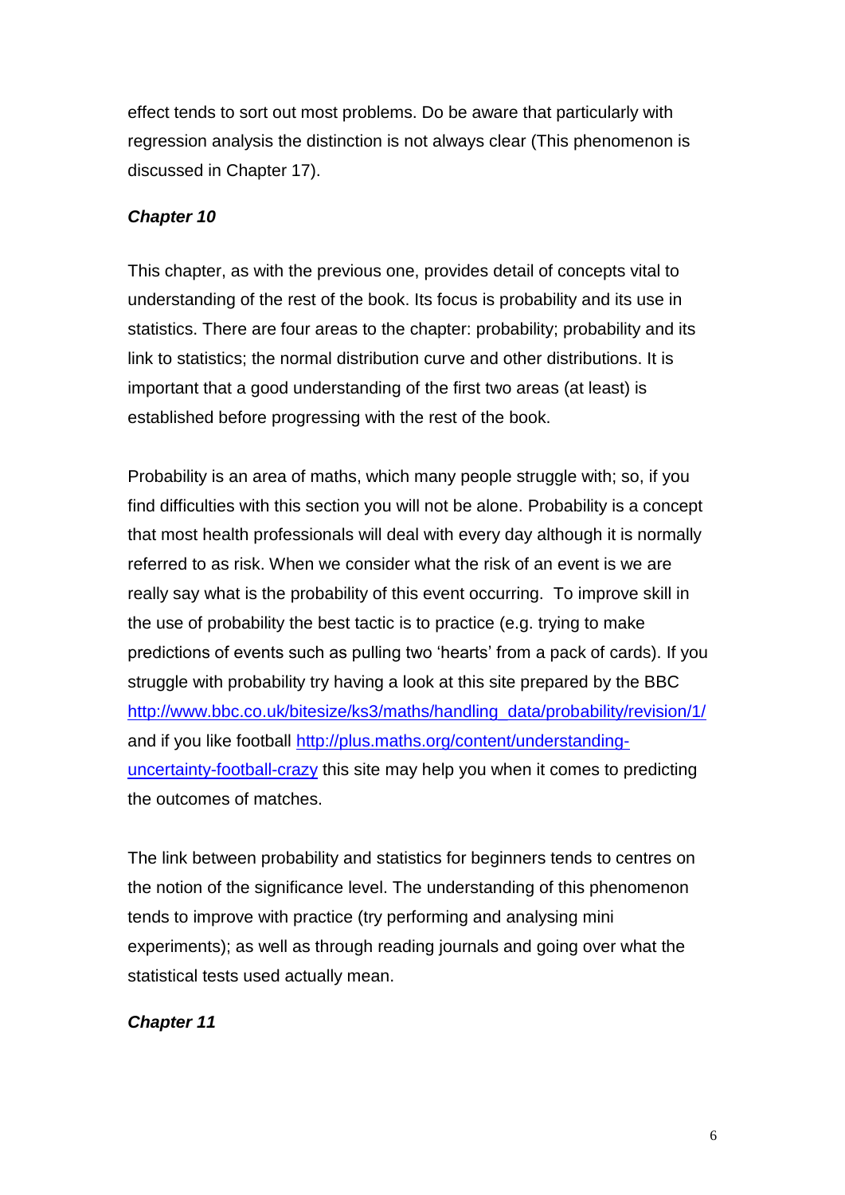effect tends to sort out most problems. Do be aware that particularly with regression analysis the distinction is not always clear (This phenomenon is discussed in Chapter 17).

***Chapter 10***

This chapter, as with the previous one, provides detail of concepts vital to understanding of the rest of the book. Its focus is probability and its use in statistics. There are four areas to the chapter: probability; probability and its link to statistics; the normal distribution curve and other distributions. It is important that a good understanding of the first two areas (at least) is established before progressing with the rest of the book.

Probability is an area of maths, which many people struggle with; so, if you find difficulties with this section you will not be alone. Probability is a concept that most health professionals will deal with every day although it is normally referred to as risk. When we consider what the risk of an event is we are really say what is the probability of this event occurring. To improve skill in the use of probability the best tactic is to practice (e.g. trying to make predictions of events such as pulling two 'hearts' from a pack of cards). If you struggle with probability try having a look at this site prepared by the BBC [http://www.bbc.co.uk/bitesize/ks3/maths/handling_data/probability/revision/1/](http://www.bbc.co.uk/bitesize/ks3/maths/handling_data/probability/revision/1/) and if you like football [http://plus.maths.org/content/understanding-uncertainty-football-crazy](http://plus.maths.org/content/understanding-uncertainty-football-crazy) this site may help you when it comes to predicting the outcomes of matches.

The link between probability and statistics for beginners tends to centres on the notion of the significance level. The understanding of this phenomenon tends to improve with practice (try performing and analysing mini experiments); as well as through reading journals and going over what the statistical tests used actually mean.

***Chapter 11***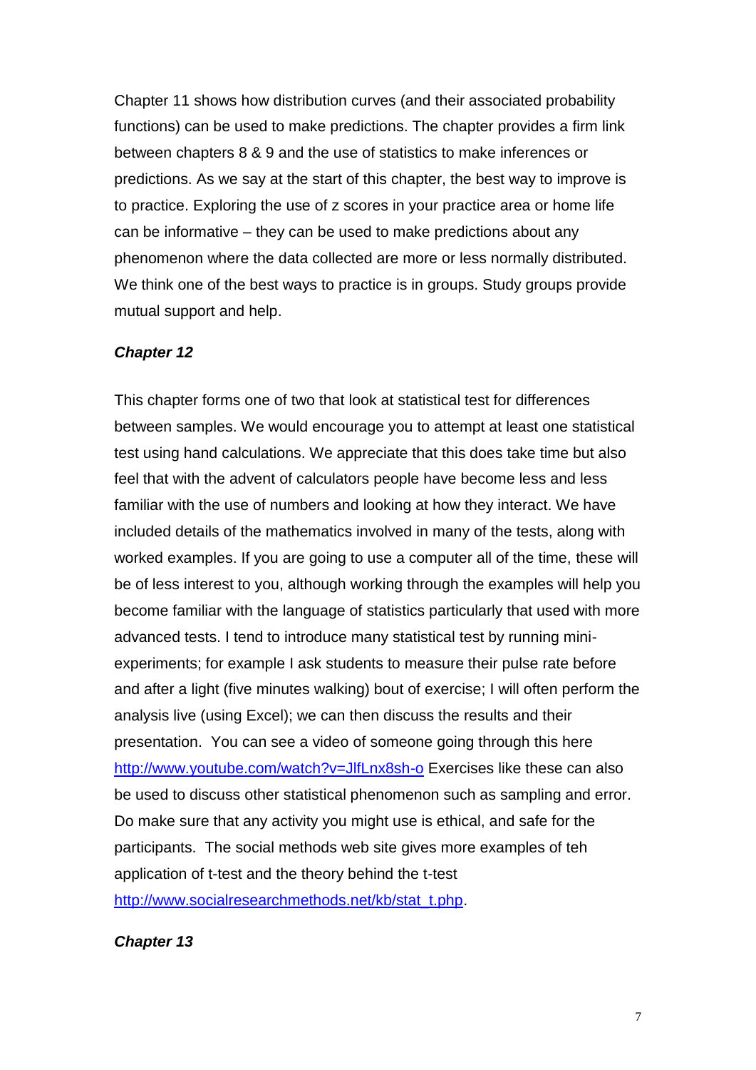Chapter 11 shows how distribution curves (and their associated probability functions) can be used to make predictions. The chapter provides a firm link between chapters 8 & 9 and the use of statistics to make inferences or predictions. As we say at the start of this chapter, the best way to improve is to practice. Exploring the use of z scores in your practice area or home life can be informative – they can be used to make predictions about any phenomenon where the data collected are more or less normally distributed. We think one of the best ways to practice is in groups. Study groups provide mutual support and help.

***Chapter 12***

This chapter forms one of two that look at statistical test for differences between samples. We would encourage you to attempt at least one statistical test using hand calculations. We appreciate that this does take time but also feel that with the advent of calculators people have become less and less familiar with the use of numbers and looking at how they interact. We have included details of the mathematics involved in many of the tests, along with worked examples. If you are going to use a computer all of the time, these will be of less interest to you, although working through the examples will help you become familiar with the language of statistics particularly that used with more advanced tests. I tend to introduce many statistical test by running mini-experiments; for example I ask students to measure their pulse rate before and after a light (five minutes walking) bout of exercise; I will often perform the analysis live (using Excel); we can then discuss the results and their presentation.  You can see a video of someone going through this here http://www.youtube.com/watch?v=JlfLnx8sh-o Exercises like these can also be used to discuss other statistical phenomenon such as sampling and error. Do make sure that any activity you might use is ethical, and safe for the participants.  The social methods web site gives more examples of teh application of t-test and the theory behind the t-test http://www.socialresearchmethods.net/kb/stat_t.php.

***Chapter 13***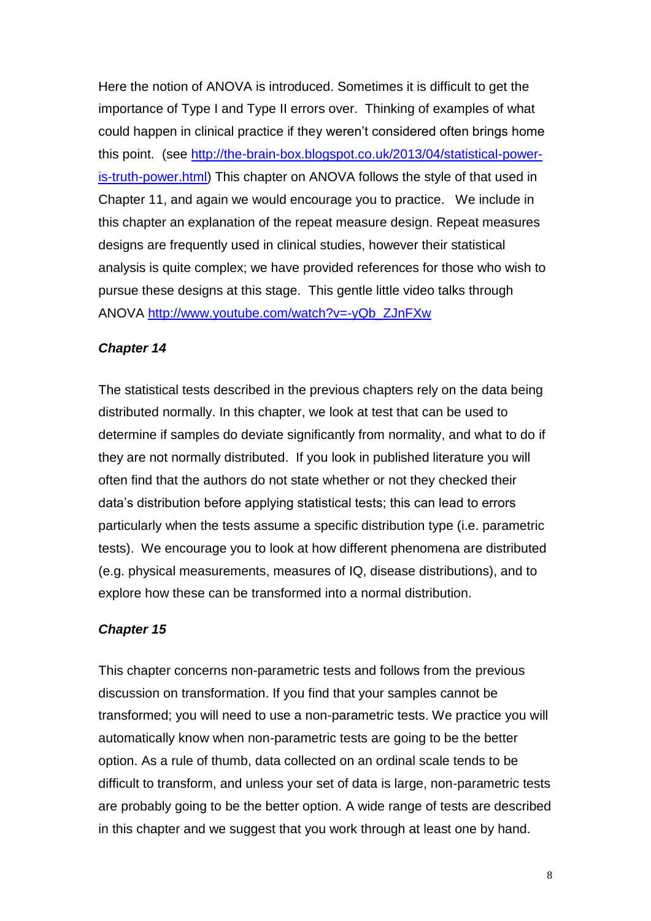Here the notion of ANOVA is introduced. Sometimes it is difficult to get the importance of Type I and Type II errors over. Thinking of examples of what could happen in clinical practice if they weren't considered often brings home this point. (see [http://the-brain-box.blogspot.co.uk/2013/04/statistical-power-is-truth-power.html](http://the-brain-box.blogspot.co.uk/2013/04/statistical-power-is-truth-power.html)) This chapter on ANOVA follows the style of that used in Chapter 11, and again we would encourage you to practice. We include in this chapter an explanation of the repeat measure design. Repeat measures designs are frequently used in clinical studies, however their statistical analysis is quite complex; we have provided references for those who wish to pursue these designs at this stage. This gentle little video talks through ANOVA [http://www.youtube.com/watch?v=-yQb_ZJnFXw](http://www.youtube.com/watch?v=-yQb_ZJnFXw)

***Chapter 14***

The statistical tests described in the previous chapters rely on the data being distributed normally. In this chapter, we look at test that can be used to determine if samples do deviate significantly from normality, and what to do if they are not normally distributed. If you look in published literature you will often find that the authors do not state whether or not they checked their data's distribution before applying statistical tests; this can lead to errors particularly when the tests assume a specific distribution type (i.e. parametric tests). We encourage you to look at how different phenomena are distributed (e.g. physical measurements, measures of IQ, disease distributions), and to explore how these can be transformed into a normal distribution.

***Chapter 15***

This chapter concerns non-parametric tests and follows from the previous discussion on transformation. If you find that your samples cannot be transformed; you will need to use a non-parametric tests. We practice you will automatically know when non-parametric tests are going to be the better option. As a rule of thumb, data collected on an ordinal scale tends to be difficult to transform, and unless your set of data is large, non-parametric tests are probably going to be the better option. A wide range of tests are described in this chapter and we suggest that you work through at least one by hand.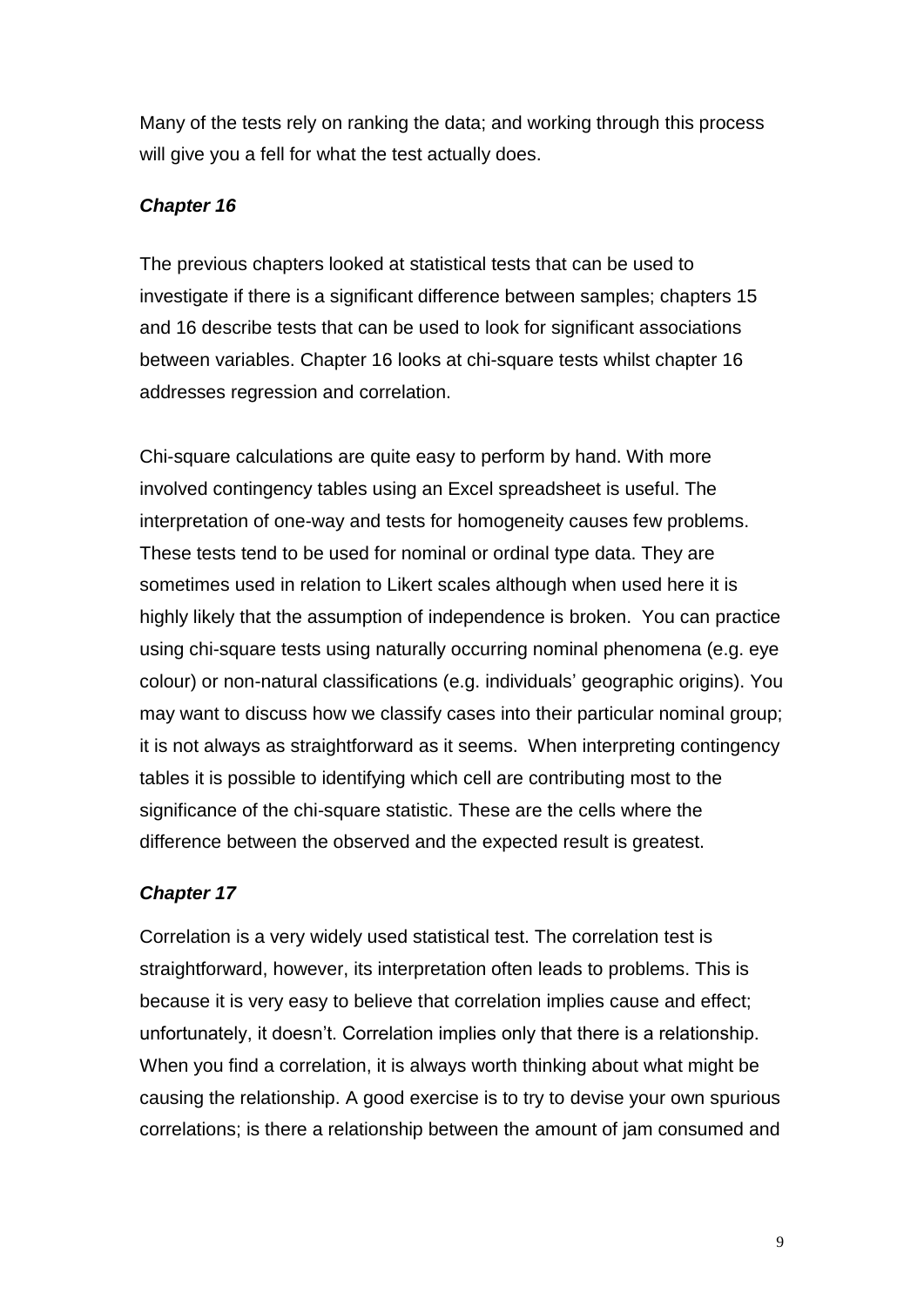Many of the tests rely on ranking the data; and working through this process will give you a fell for what the test actually does.

### *Chapter 16*

The previous chapters looked at statistical tests that can be used to investigate if there is a significant difference between samples; chapters 15 and 16 describe tests that can be used to look for significant associations between variables. Chapter 16 looks at chi-square tests whilst chapter 16 addresses regression and correlation.

Chi-square calculations are quite easy to perform by hand. With more involved contingency tables using an Excel spreadsheet is useful. The interpretation of one-way and tests for homogeneity causes few problems. These tests tend to be used for nominal or ordinal type data. They are sometimes used in relation to Likert scales although when used here it is highly likely that the assumption of independence is broken. You can practice using chi-square tests using naturally occurring nominal phenomena (e.g. eye colour) or non-natural classifications (e.g. individuals' geographic origins). You may want to discuss how we classify cases into their particular nominal group; it is not always as straightforward as it seems. When interpreting contingency tables it is possible to identifying which cell are contributing most to the significance of the chi-square statistic. These are the cells where the difference between the observed and the expected result is greatest.

### *Chapter 17*

Correlation is a very widely used statistical test. The correlation test is straightforward, however, its interpretation often leads to problems. This is because it is very easy to believe that correlation implies cause and effect; unfortunately, it doesn't. Correlation implies only that there is a relationship. When you find a correlation, it is always worth thinking about what might be causing the relationship. A good exercise is to try to devise your own spurious correlations; is there a relationship between the amount of jam consumed and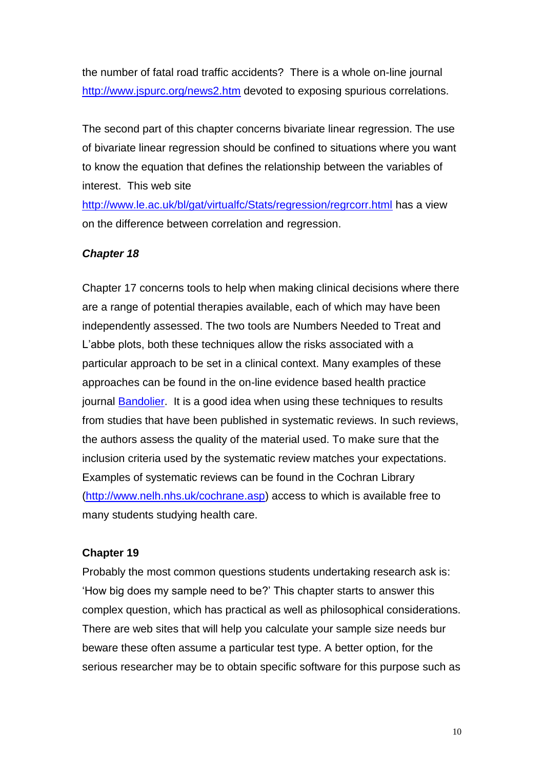the number of fatal road traffic accidents? There is a whole on-line journal http://www.jspurc.org/news2.htm devoted to exposing spurious correlations.

The second part of this chapter concerns bivariate linear regression. The use of bivariate linear regression should be confined to situations where you want to know the equation that defines the relationship between the variables of interest. This web site http://www.le.ac.uk/bl/gat/virtualfc/Stats/regression/regrcorr.html has a view on the difference between correlation and regression.

### ***Chapter 18***

Chapter 17 concerns tools to help when making clinical decisions where there are a range of potential therapies available, each of which may have been independently assessed. The two tools are Numbers Needed to Treat and L'abbe plots, both these techniques allow the risks associated with a particular approach to be set in a clinical context. Many examples of these approaches can be found in the on-line evidence based health practice journal Bandolier. It is a good idea when using these techniques to results from studies that have been published in systematic reviews. In such reviews, the authors assess the quality of the material used. To make sure that the inclusion criteria used by the systematic review matches your expectations. Examples of systematic reviews can be found in the Cochran Library (http://www.nelh.nhs.uk/cochrane.asp) access to which is available free to many students studying health care.

### **Chapter 19**

Probably the most common questions students undertaking research ask is: 'How big does my sample need to be?' This chapter starts to answer this complex question, which has practical as well as philosophical considerations. There are web sites that will help you calculate your sample size needs bur beware these often assume a particular test type. A better option, for the serious researcher may be to obtain specific software for this purpose such as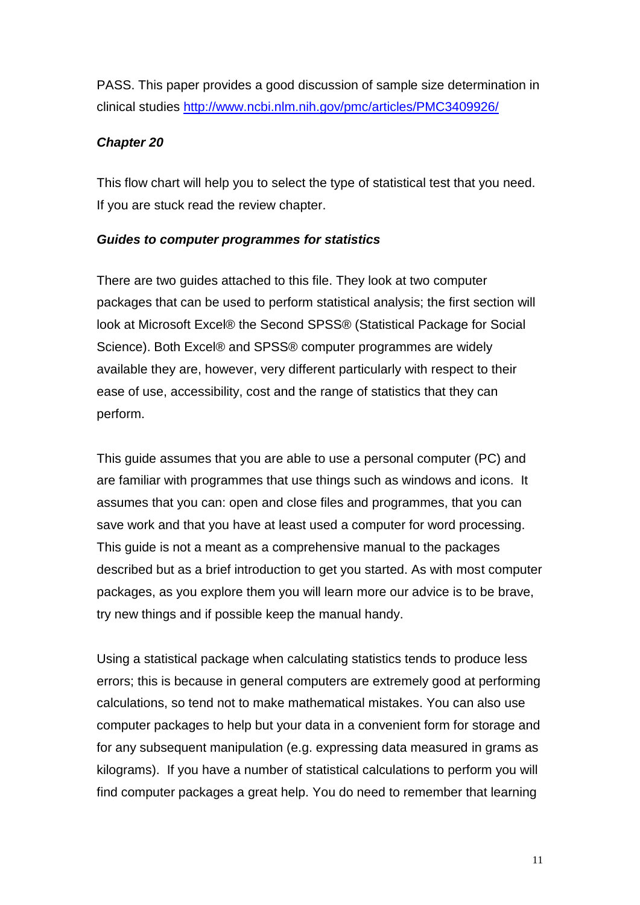PASS. This paper provides a good discussion of sample size determination in clinical studies [http://www.ncbi.nlm.nih.gov/pmc/articles/PMC3409926/](http://www.ncbi.nlm.nih.gov/pmc/articles/PMC3409926/)

***Chapter 20***

This flow chart will help you to select the type of statistical test that you need. If you are stuck read the review chapter.

***Guides to computer programmes for statistics***

There are two guides attached to this file. They look at two computer packages that can be used to perform statistical analysis; the first section will look at Microsoft Excel® the Second SPSS® (Statistical Package for Social Science). Both Excel® and SPSS® computer programmes are widely available they are, however, very different particularly with respect to their ease of use, accessibility, cost and the range of statistics that they can perform.

This guide assumes that you are able to use a personal computer (PC) and are familiar with programmes that use things such as windows and icons. It assumes that you can: open and close files and programmes, that you can save work and that you have at least used a computer for word processing. This guide is not a meant as a comprehensive manual to the packages described but as a brief introduction to get you started. As with most computer packages, as you explore them you will learn more our advice is to be brave, try new things and if possible keep the manual handy.

Using a statistical package when calculating statistics tends to produce less errors; this is because in general computers are extremely good at performing calculations, so tend not to make mathematical mistakes. You can also use computer packages to help but your data in a convenient form for storage and for any subsequent manipulation (e.g. expressing data measured in grams as kilograms). If you have a number of statistical calculations to perform you will find computer packages a great help. You do need to remember that learning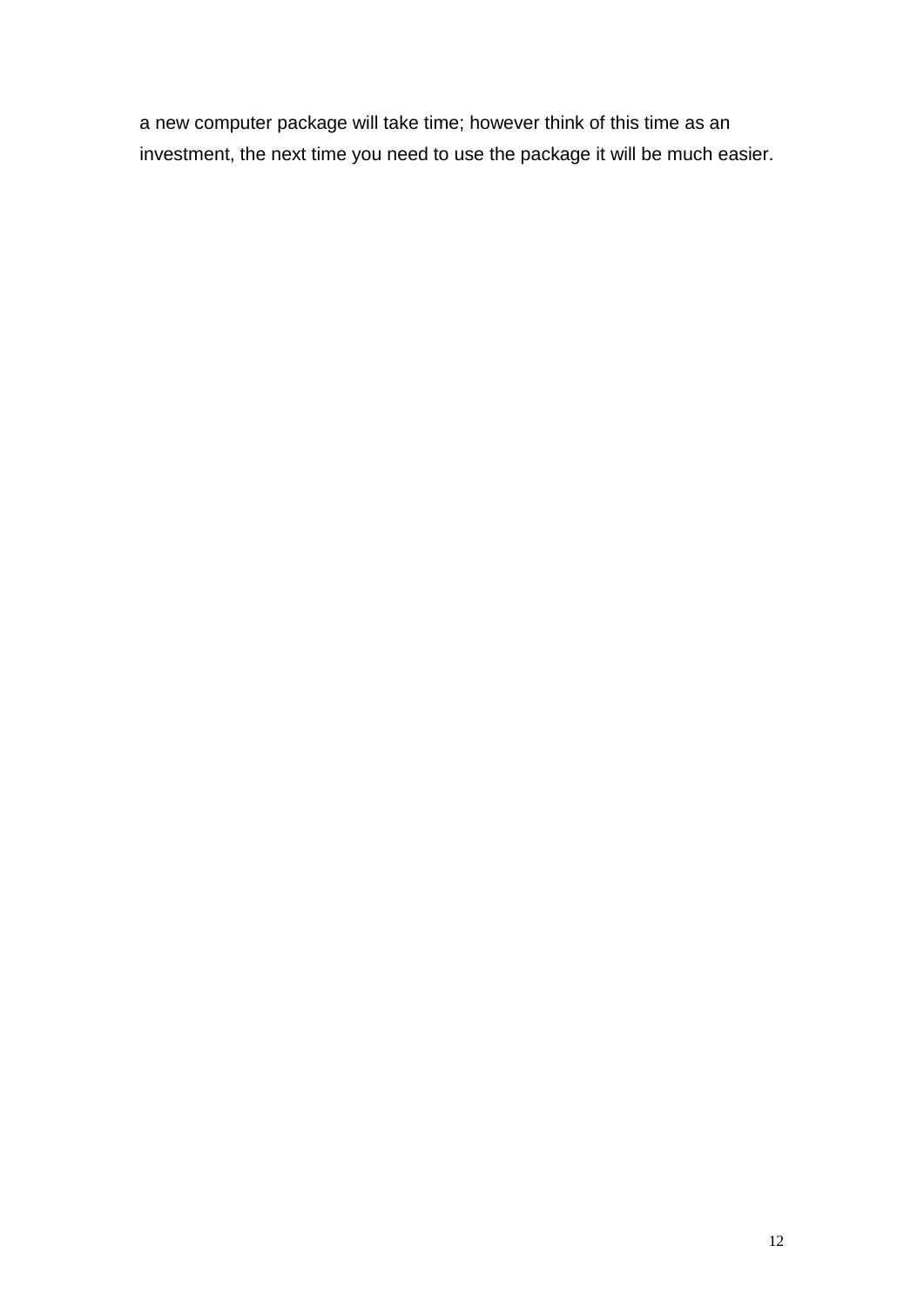a new computer package will take time; however think of this time as an investment, the next time you need to use the package it will be much easier.